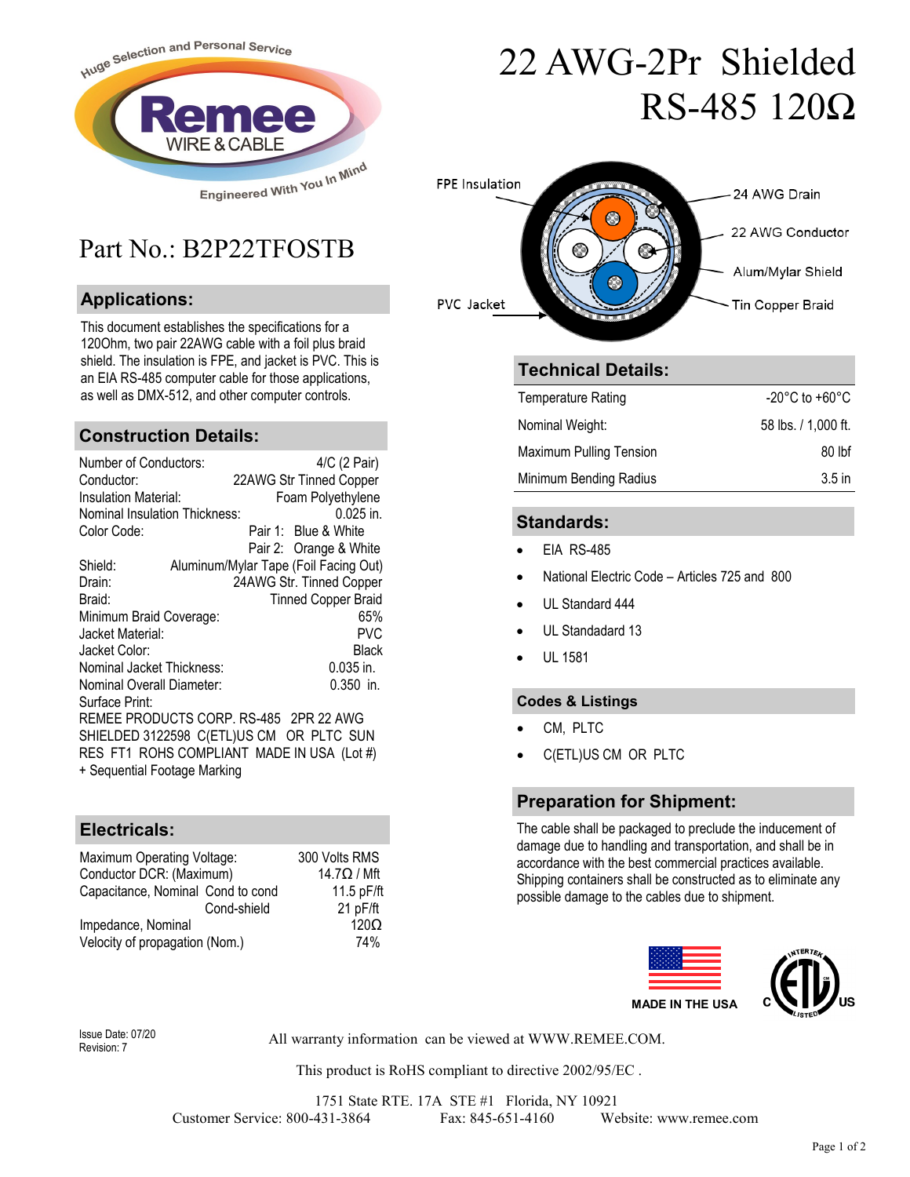# 22 AWG-2Pr Shielded RS-485 120Ω

Huge Selection and Personal Service

Remee WIRE & CABLE

Engineered With You In Mind

## Part No.: B2P22TFOSTB

## Applications:

This document establishes the specifications for a 120Ohm, two pair 22AWG cable with a foil plus braid shield. The insulation is FPE, and jacket is PVC. This is an EIA RS-485 computer cable for those applications, as well as DMX-512, and other computer controls.

FPE Insulation — 24 AWG Drain — 22 AWG Conductor — Alum/Mylar Shield — PVC Jacket — Tin Copper Braid

## Construction Details:

| | |
|---|---|
| Number of Conductors: | 4/C (2 Pair) |
| Conductor: | 22AWG Str Tinned Copper |
| Insulation Material: | Foam Polyethylene |
| Nominal Insulation Thickness: | 0.025 in. |
| Color Code: | Pair 1: Blue & White |
| | Pair 2: Orange & White |
| Shield: | Aluminum/Mylar Tape (Foil Facing Out) |
| Drain: | 24AWG Str. Tinned Copper |
| Braid: | Tinned Copper Braid |
| Minimum Braid Coverage: | 65% |
| Jacket Material: | PVC |
| Jacket Color: | Black |
| Nominal Jacket Thickness: | 0.035 in. |
| Nominal Overall Diameter: | 0.350 in. |

Surface Print:
REMEE PRODUCTS CORP. RS-485 2PR 22 AWG SHIELDED 3122598 C(ETL)US CM OR PLTC SUN RES FT1 ROHS COMPLIANT MADE IN USA (Lot #) + Sequential Footage Marking

## Electricals:

| | | |
|---|---|---|
| Maximum Operating Voltage: | | 300 Volts RMS |
| Conductor DCR: (Maximum) | | 14.7Ω / Mft |
| Capacitance, Nominal | Cond to cond | 11.5 pF/ft |
| | Cond-shield | 21 pF/ft |
| Impedance, Nominal | | 120Ω |
| Velocity of propagation (Nom.) | | 74% |

## Technical Details:

| | |
|---|---|
| Temperature Rating | -20°C to +60°C |
| Nominal Weight: | 58 lbs. / 1,000 ft. |
| Maximum Pulling Tension | 80 lbf |
| Minimum Bending Radius | 3.5 in |

## Standards:

- EIA RS-485
- National Electric Code – Articles 725 and 800
- UL Standard 444
- UL Standadard 13
- UL 1581

## Codes & Listings

- CM, PLTC
- C(ETL)US CM OR PLTC

## Preparation for Shipment:

The cable shall be packaged to preclude the inducement of damage due to handling and transportation, and shall be in accordance with the best commercial practices available. Shipping containers shall be constructed as to eliminate any possible damage to the cables due to shipment.

MADE IN THE USA

C ETL LISTED US INTERTEK

Issue Date: 07/20
Revision: 7

All warranty information can be viewed at WWW.REMEE.COM.

This product is RoHS compliant to directive 2002/95/EC .

1751 State RTE. 17A STE #1 Florida, NY 10921
Customer Service: 800-431-3864 Fax: 845-651-4160 Website: www.remee.com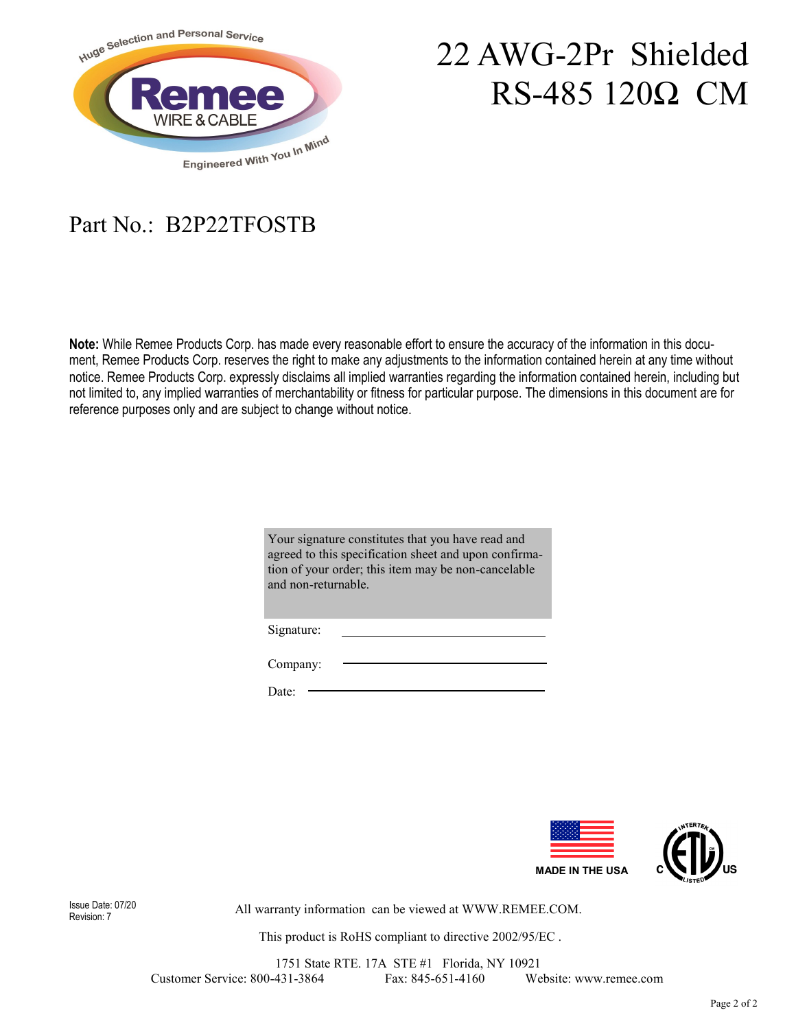# 22 AWG-2Pr Shielded RS-485 120Ω CM

## Part No.: B2P22TFOSTB

**Note:** While Remee Products Corp. has made every reasonable effort to ensure the accuracy of the information in this document, Remee Products Corp. reserves the right to make any adjustments to the information contained herein at any time without notice. Remee Products Corp. expressly disclaims all implied warranties regarding the information contained herein, including but not limited to, any implied warranties of merchantability or fitness for particular purpose. The dimensions in this document are for reference purposes only and are subject to change without notice.

Your signature constitutes that you have read and agreed to this specification sheet and upon confirmation of your order; this item may be non-cancelable and non-returnable.

Signature: ______________________

Company: ______________________

Date: ______________________

MADE IN THE USA

Issue Date: 07/20
Revision: 7

All warranty information can be viewed at WWW.REMEE.COM.

This product is RoHS compliant to directive 2002/95/EC .

1751 State RTE. 17A STE #1 Florida, NY 10921
Customer Service: 800-431-3864 Fax: 845-651-4160 Website: www.remee.com